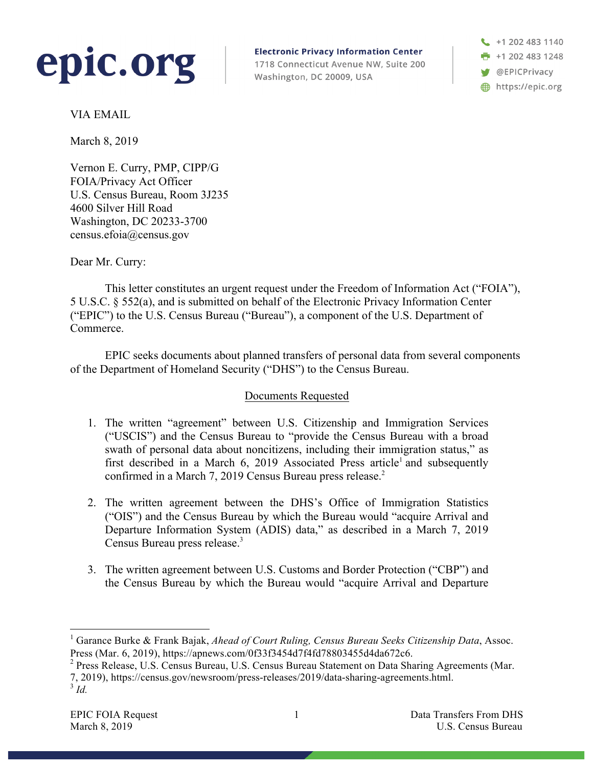**epic.org**

**Electronic Privacy Information Center**
1718 Connecticut Avenue NW, Suite 200
Washington, DC 20009, USA

+1 202 483 1140
+1 202 483 1248
@EPICPrivacy
https://epic.org

VIA EMAIL

March 8, 2019

Vernon E. Curry, PMP, CIPP/G
FOIA/Privacy Act Officer
U.S. Census Bureau, Room 3J235
4600 Silver Hill Road
Washington, DC 20233-3700
census.efoia@census.gov

Dear Mr. Curry:

This letter constitutes an urgent request under the Freedom of Information Act ("FOIA"), 5 U.S.C. § 552(a), and is submitted on behalf of the Electronic Privacy Information Center ("EPIC") to the U.S. Census Bureau ("Bureau"), a component of the U.S. Department of Commerce.

EPIC seeks documents about planned transfers of personal data from several components of the Department of Homeland Security ("DHS") to the Census Bureau.

## Documents Requested

1. The written "agreement" between U.S. Citizenship and Immigration Services ("USCIS") and the Census Bureau to "provide the Census Bureau with a broad swath of personal data about noncitizens, including their immigration status," as first described in a March 6, 2019 Associated Press article[1] and subsequently confirmed in a March 7, 2019 Census Bureau press release.[2]

2. The written agreement between the DHS's Office of Immigration Statistics ("OIS") and the Census Bureau by which the Bureau would "acquire Arrival and Departure Information System (ADIS) data," as described in a March 7, 2019 Census Bureau press release.[3]

3. The written agreement between U.S. Customs and Border Protection ("CBP") and the Census Bureau by which the Bureau would "acquire Arrival and Departure

---

[1] Garance Burke & Frank Bajak, *Ahead of Court Ruling, Census Bureau Seeks Citizenship Data*, Assoc. Press (Mar. 6, 2019), https://apnews.com/0f33f3454d7f4fd78803455d4da672c6.

[2] Press Release, U.S. Census Bureau, U.S. Census Bureau Statement on Data Sharing Agreements (Mar. 7, 2019), https://census.gov/newsroom/press-releases/2019/data-sharing-agreements.html.

[3] *Id.*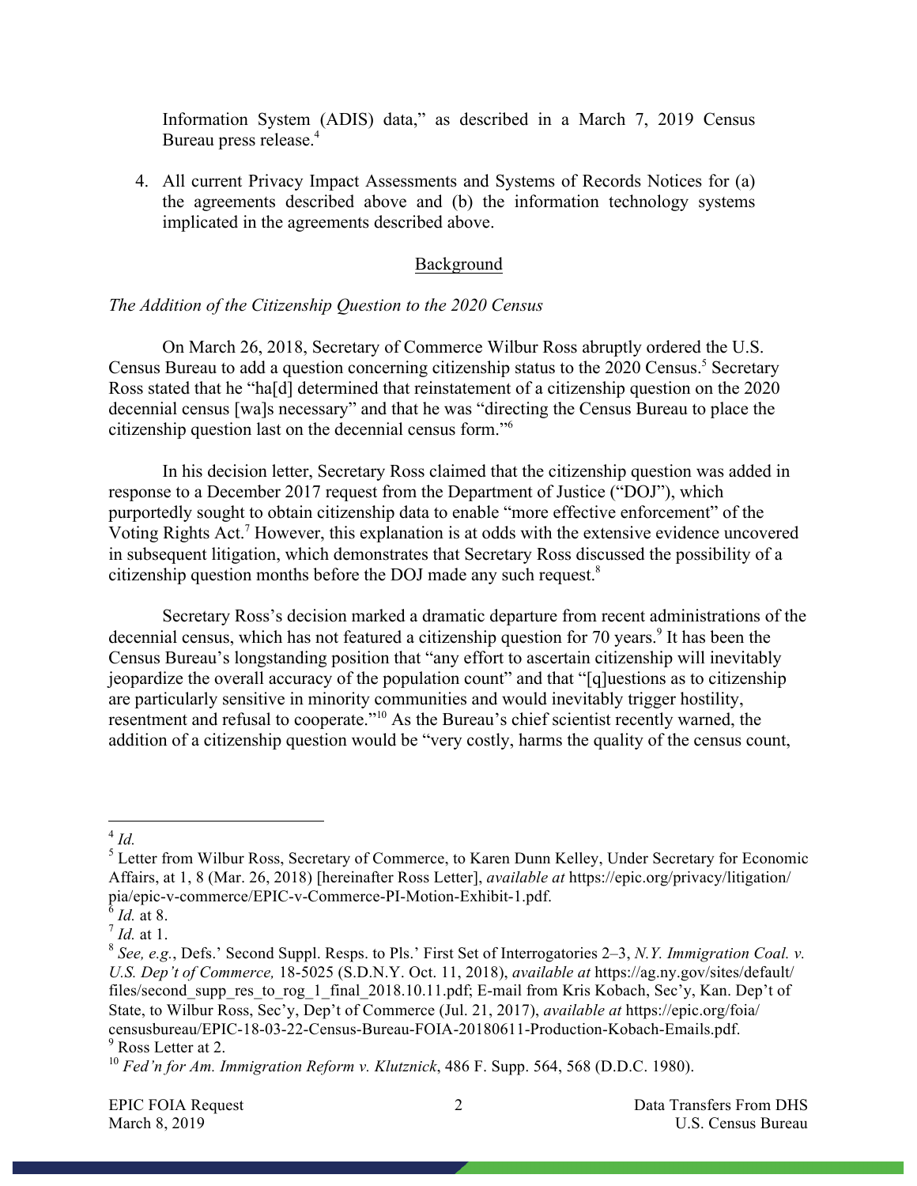Information System (ADIS) data," as described in a March 7, 2019 Census Bureau press release.[4]

4. All current Privacy Impact Assessments and Systems of Records Notices for (a) the agreements described above and (b) the information technology systems implicated in the agreements described above.

## Background

*The Addition of the Citizenship Question to the 2020 Census*

On March 26, 2018, Secretary of Commerce Wilbur Ross abruptly ordered the U.S. Census Bureau to add a question concerning citizenship status to the 2020 Census.[5] Secretary Ross stated that he "ha[d] determined that reinstatement of a citizenship question on the 2020 decennial census [wa]s necessary" and that he was "directing the Census Bureau to place the citizenship question last on the decennial census form."[6]

In his decision letter, Secretary Ross claimed that the citizenship question was added in response to a December 2017 request from the Department of Justice ("DOJ"), which purportedly sought to obtain citizenship data to enable "more effective enforcement" of the Voting Rights Act.[7] However, this explanation is at odds with the extensive evidence uncovered in subsequent litigation, which demonstrates that Secretary Ross discussed the possibility of a citizenship question months before the DOJ made any such request.[8]

Secretary Ross's decision marked a dramatic departure from recent administrations of the decennial census, which has not featured a citizenship question for 70 years.[9] It has been the Census Bureau's longstanding position that "any effort to ascertain citizenship will inevitably jeopardize the overall accuracy of the population count" and that "[q]uestions as to citizenship are particularly sensitive in minority communities and would inevitably trigger hostility, resentment and refusal to cooperate."[10] As the Bureau's chief scientist recently warned, the addition of a citizenship question would be "very costly, harms the quality of the census count,

---

[4] *Id.*

[5] Letter from Wilbur Ross, Secretary of Commerce, to Karen Dunn Kelley, Under Secretary for Economic Affairs, at 1, 8 (Mar. 26, 2018) [hereinafter Ross Letter], *available at* https://epic.org/privacy/litigation/pia/epic-v-commerce/EPIC-v-Commerce-PI-Motion-Exhibit-1.pdf.

[6] *Id.* at 8.

[7] *Id.* at 1.

[8] *See, e.g.*, Defs.' Second Suppl. Resps. to Pls.' First Set of Interrogatories 2–3, *N.Y. Immigration Coal. v. U.S. Dep't of Commerce,* 18-5025 (S.D.N.Y. Oct. 11, 2018), *available at* https://ag.ny.gov/sites/default/files/second_supp_res_to_rog_1_final_2018.10.11.pdf; E-mail from Kris Kobach, Sec'y, Kan. Dep't of State, to Wilbur Ross, Sec'y, Dep't of Commerce (Jul. 21, 2017), *available at* https://epic.org/foia/censusbureau/EPIC-18-03-22-Census-Bureau-FOIA-20180611-Production-Kobach-Emails.pdf.

[9] Ross Letter at 2.

[10] *Fed'n for Am. Immigration Reform v. Klutznick*, 486 F. Supp. 564, 568 (D.D.C. 1980).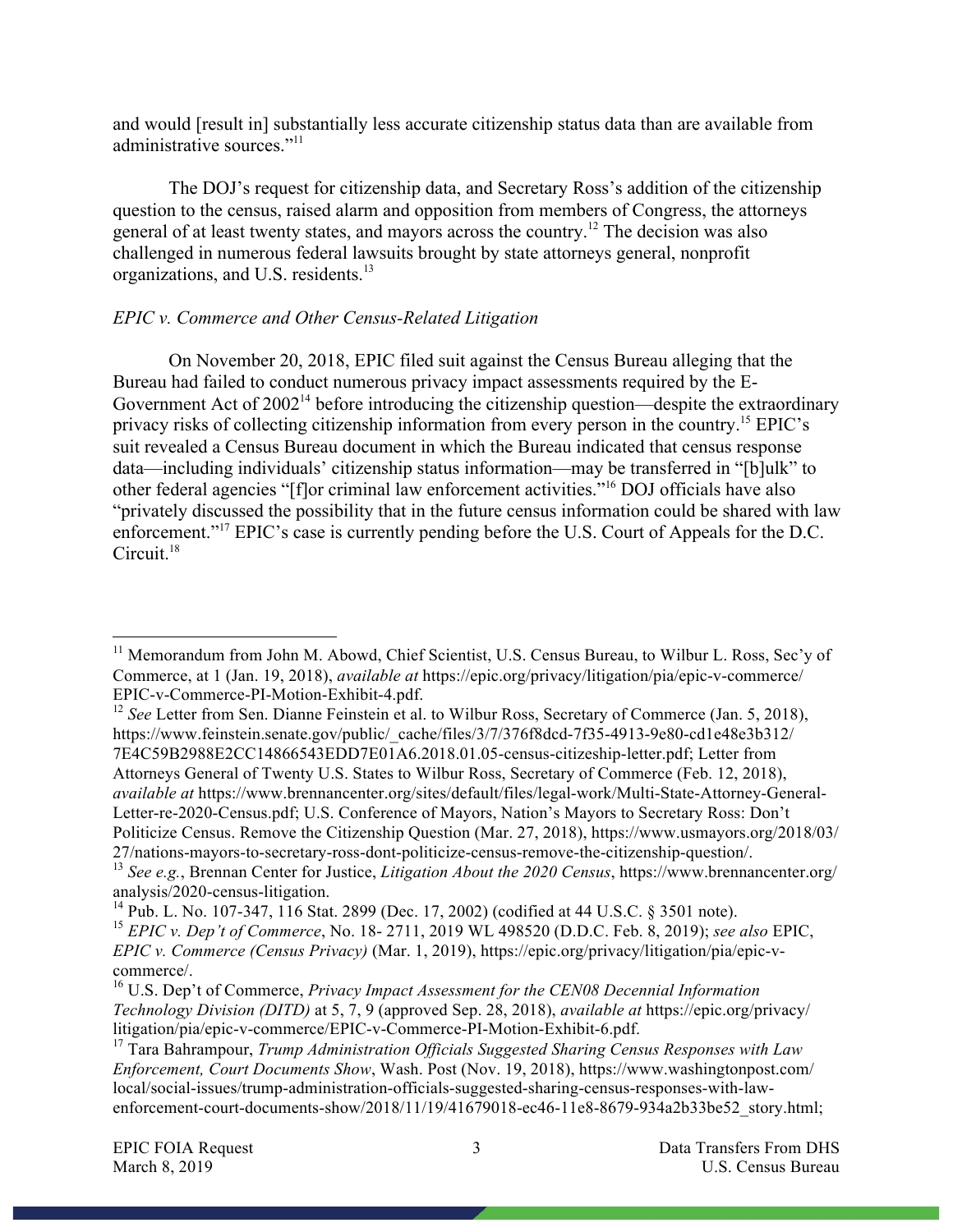and would [result in] substantially less accurate citizenship status data than are available from administrative sources."[11]

The DOJ's request for citizenship data, and Secretary Ross's addition of the citizenship question to the census, raised alarm and opposition from members of Congress, the attorneys general of at least twenty states, and mayors across the country.[12] The decision was also challenged in numerous federal lawsuits brought by state attorneys general, nonprofit organizations, and U.S. residents.[13]

*EPIC v. Commerce and Other Census-Related Litigation*

On November 20, 2018, EPIC filed suit against the Census Bureau alleging that the Bureau had failed to conduct numerous privacy impact assessments required by the E-Government Act of 2002[14] before introducing the citizenship question—despite the extraordinary privacy risks of collecting citizenship information from every person in the country.[15] EPIC's suit revealed a Census Bureau document in which the Bureau indicated that census response data—including individuals' citizenship status information—may be transferred in "[b]ulk" to other federal agencies "[f]or criminal law enforcement activities."[16] DOJ officials have also "privately discussed the possibility that in the future census information could be shared with law enforcement."[17] EPIC's case is currently pending before the U.S. Court of Appeals for the D.C. Circuit.[18]

---

[11] Memorandum from John M. Abowd, Chief Scientist, U.S. Census Bureau, to Wilbur L. Ross, Sec'y of Commerce, at 1 (Jan. 19, 2018), *available at* https://epic.org/privacy/litigation/pia/epic-v-commerce/EPIC-v-Commerce-PI-Motion-Exhibit-4.pdf.

[12] *See* Letter from Sen. Dianne Feinstein et al. to Wilbur Ross, Secretary of Commerce (Jan. 5, 2018), https://www.feinstein.senate.gov/public/_cache/files/3/7/376f8dcd-7f35-4913-9e80-cd1e48e3b312/7E4C59B2988E2CC14866543EDD7E01A6.2018.01.05-census-citizeship-letter.pdf; Letter from Attorneys General of Twenty U.S. States to Wilbur Ross, Secretary of Commerce (Feb. 12, 2018), *available at* https://www.brennancenter.org/sites/default/files/legal-work/Multi-State-Attorney-General-Letter-re-2020-Census.pdf; U.S. Conference of Mayors, Nation's Mayors to Secretary Ross: Don't Politicize Census. Remove the Citizenship Question (Mar. 27, 2018), https://www.usmayors.org/2018/03/27/nations-mayors-to-secretary-ross-dont-politicize-census-remove-the-citizenship-question/.

[13] *See e.g.*, Brennan Center for Justice, *Litigation About the 2020 Census*, https://www.brennancenter.org/analysis/2020-census-litigation.

[14] Pub. L. No. 107-347, 116 Stat. 2899 (Dec. 17, 2002) (codified at 44 U.S.C. § 3501 note).

[15] *EPIC v. Dep't of Commerce*, No. 18- 2711, 2019 WL 498520 (D.D.C. Feb. 8, 2019); *see also* EPIC, *EPIC v. Commerce (Census Privacy)* (Mar. 1, 2019), https://epic.org/privacy/litigation/pia/epic-v-commerce/.

[16] U.S. Dep't of Commerce, *Privacy Impact Assessment for the CEN08 Decennial Information Technology Division (DITD)* at 5, 7, 9 (approved Sep. 28, 2018), *available at* https://epic.org/privacy/litigation/pia/epic-v-commerce/EPIC-v-Commerce-PI-Motion-Exhibit-6.pdf.

[17] Tara Bahrampour, *Trump Administration Officials Suggested Sharing Census Responses with Law Enforcement, Court Documents Show*, Wash. Post (Nov. 19, 2018), https://www.washingtonpost.com/local/social-issues/trump-administration-officials-suggested-sharing-census-responses-with-law-enforcement-court-documents-show/2018/11/19/41679018-ec46-11e8-8679-934a2b33be52_story.html;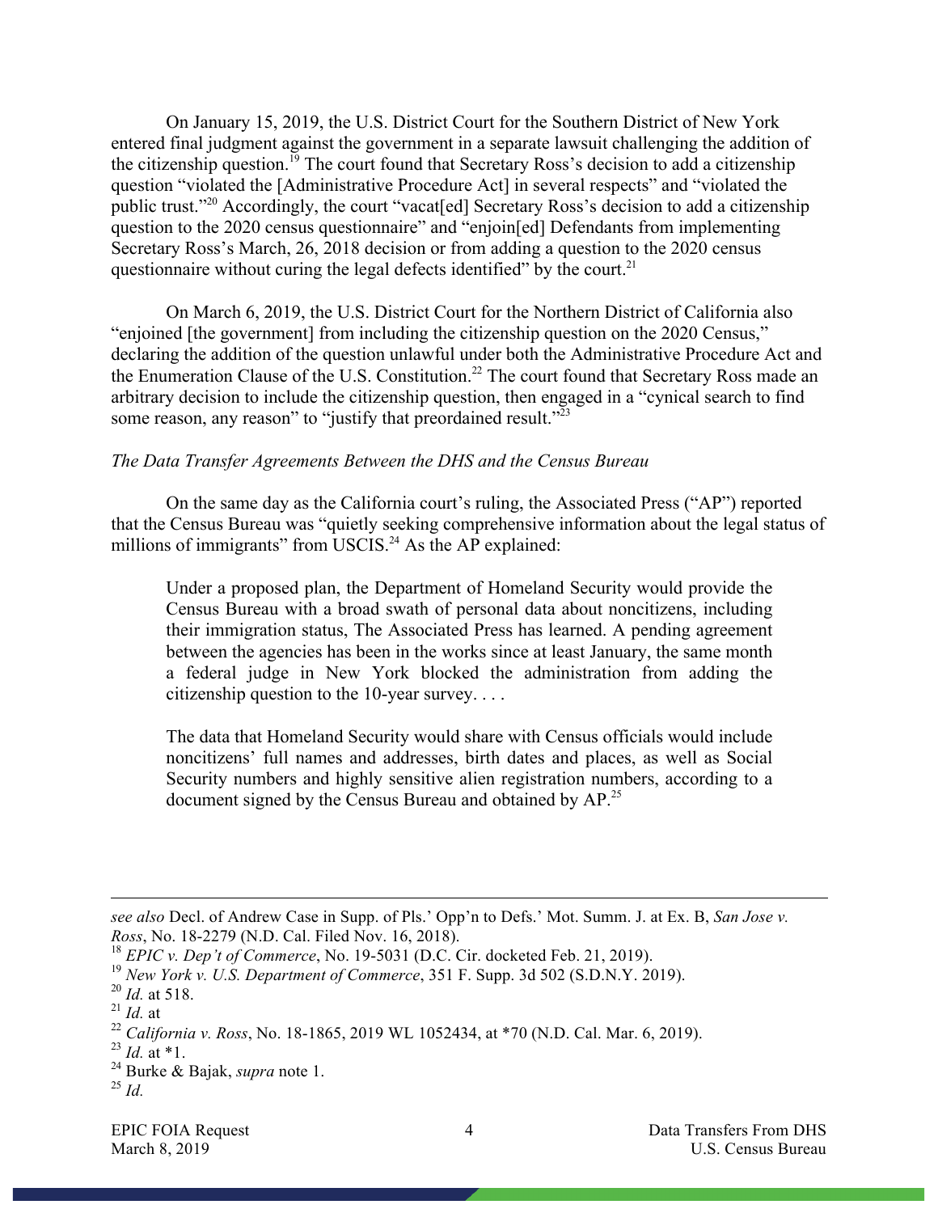On January 15, 2019, the U.S. District Court for the Southern District of New York entered final judgment against the government in a separate lawsuit challenging the addition of the citizenship question.[19] The court found that Secretary Ross's decision to add a citizenship question "violated the [Administrative Procedure Act] in several respects" and "violated the public trust."[20] Accordingly, the court "vacat[ed] Secretary Ross's decision to add a citizenship question to the 2020 census questionnaire" and "enjoin[ed] Defendants from implementing Secretary Ross's March, 26, 2018 decision or from adding a question to the 2020 census questionnaire without curing the legal defects identified" by the court.[21]

On March 6, 2019, the U.S. District Court for the Northern District of California also "enjoined [the government] from including the citizenship question on the 2020 Census," declaring the addition of the question unlawful under both the Administrative Procedure Act and the Enumeration Clause of the U.S. Constitution.[22] The court found that Secretary Ross made an arbitrary decision to include the citizenship question, then engaged in a "cynical search to find some reason, any reason" to "justify that preordained result."[23]

*The Data Transfer Agreements Between the DHS and the Census Bureau*

On the same day as the California court's ruling, the Associated Press ("AP") reported that the Census Bureau was "quietly seeking comprehensive information about the legal status of millions of immigrants" from USCIS.[24] As the AP explained:

> Under a proposed plan, the Department of Homeland Security would provide the Census Bureau with a broad swath of personal data about noncitizens, including their immigration status, The Associated Press has learned. A pending agreement between the agencies has been in the works since at least January, the same month a federal judge in New York blocked the administration from adding the citizenship question to the 10-year survey. . . .
>
> The data that Homeland Security would share with Census officials would include noncitizens' full names and addresses, birth dates and places, as well as Social Security numbers and highly sensitive alien registration numbers, according to a document signed by the Census Bureau and obtained by AP.[25]

---

*see also* Decl. of Andrew Case in Supp. of Pls.' Opp'n to Defs.' Mot. Summ. J. at Ex. B, *San Jose v. Ross*, No. 18-2279 (N.D. Cal. Filed Nov. 16, 2018).

[18] *EPIC v. Dep't of Commerce*, No. 19-5031 (D.C. Cir. docketed Feb. 21, 2019).

[19] *New York v. U.S. Department of Commerce*, 351 F. Supp. 3d 502 (S.D.N.Y. 2019).

[20] *Id.* at 518.

[21] *Id.* at

[22] *California v. Ross*, No. 18-1865, 2019 WL 1052434, at *70 (N.D. Cal. Mar. 6, 2019).

[23] *Id.* at *1.

[24] Burke & Bajak, *supra* note 1.

[25] *Id.*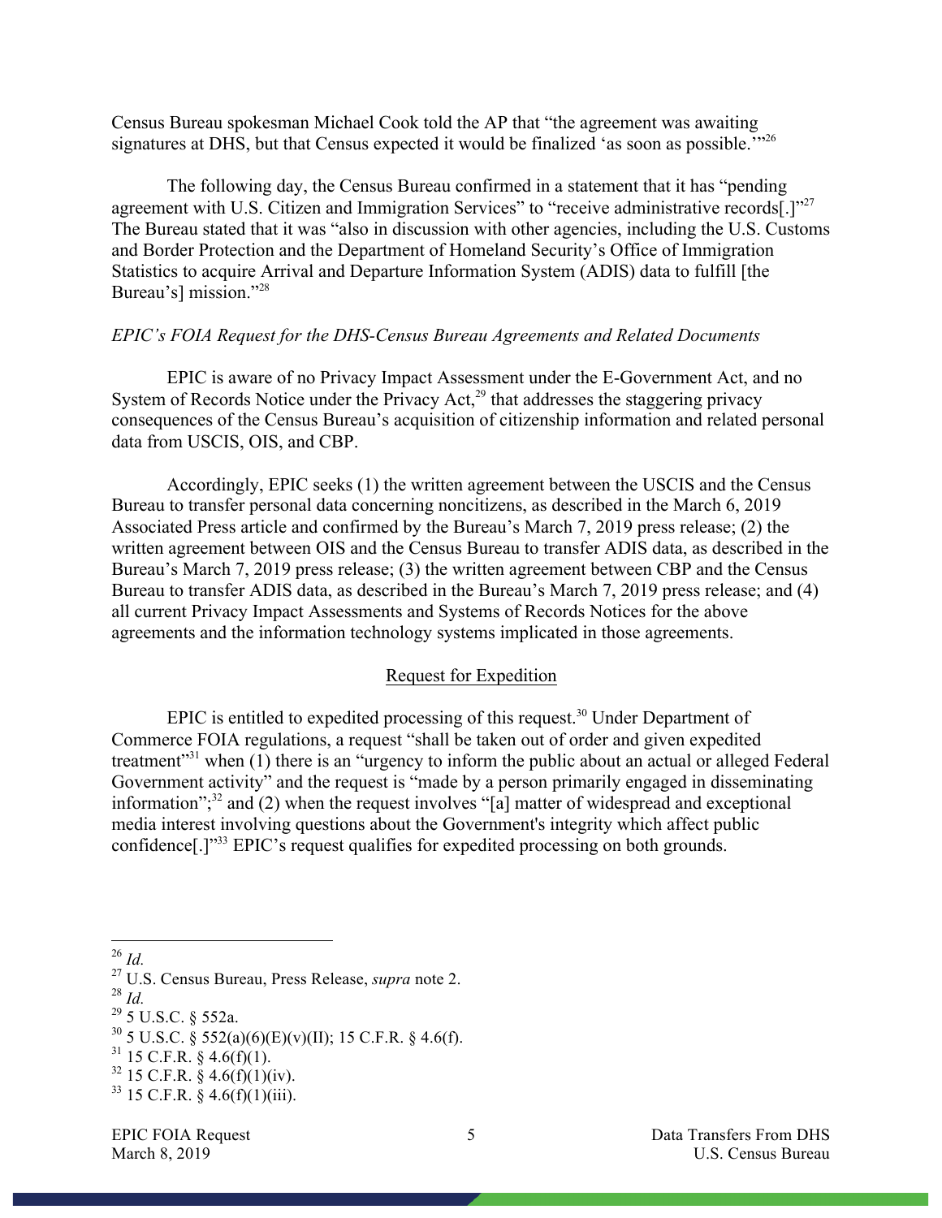Census Bureau spokesman Michael Cook told the AP that "the agreement was awaiting signatures at DHS, but that Census expected it would be finalized 'as soon as possible.'"[26]

The following day, the Census Bureau confirmed in a statement that it has "pending agreement with U.S. Citizen and Immigration Services" to "receive administrative records[.]"[27] The Bureau stated that it was "also in discussion with other agencies, including the U.S. Customs and Border Protection and the Department of Homeland Security's Office of Immigration Statistics to acquire Arrival and Departure Information System (ADIS) data to fulfill [the Bureau's] mission."[28]

*EPIC's FOIA Request for the DHS-Census Bureau Agreements and Related Documents*

EPIC is aware of no Privacy Impact Assessment under the E-Government Act, and no System of Records Notice under the Privacy Act,[29] that addresses the staggering privacy consequences of the Census Bureau's acquisition of citizenship information and related personal data from USCIS, OIS, and CBP.

Accordingly, EPIC seeks (1) the written agreement between the USCIS and the Census Bureau to transfer personal data concerning noncitizens, as described in the March 6, 2019 Associated Press article and confirmed by the Bureau's March 7, 2019 press release; (2) the written agreement between OIS and the Census Bureau to transfer ADIS data, as described in the Bureau's March 7, 2019 press release; (3) the written agreement between CBP and the Census Bureau to transfer ADIS data, as described in the Bureau's March 7, 2019 press release; and (4) all current Privacy Impact Assessments and Systems of Records Notices for the above agreements and the information technology systems implicated in those agreements.

## Request for Expedition

EPIC is entitled to expedited processing of this request.[30] Under Department of Commerce FOIA regulations, a request "shall be taken out of order and given expedited treatment"[31] when (1) there is an "urgency to inform the public about an actual or alleged Federal Government activity" and the request is "made by a person primarily engaged in disseminating information";[32] and (2) when the request involves "[a] matter of widespread and exceptional media interest involving questions about the Government's integrity which affect public confidence[.]"[33] EPIC's request qualifies for expedited processing on both grounds.

---

[26] *Id.*

[27] U.S. Census Bureau, Press Release, *supra* note 2.

[28] *Id.*

[29] 5 U.S.C. § 552a.

[30] 5 U.S.C. § 552(a)(6)(E)(v)(II); 15 C.F.R. § 4.6(f).

[31] 15 C.F.R. § 4.6(f)(1).

[32] 15 C.F.R. § 4.6(f)(1)(iv).

[33] 15 C.F.R. § 4.6(f)(1)(iii).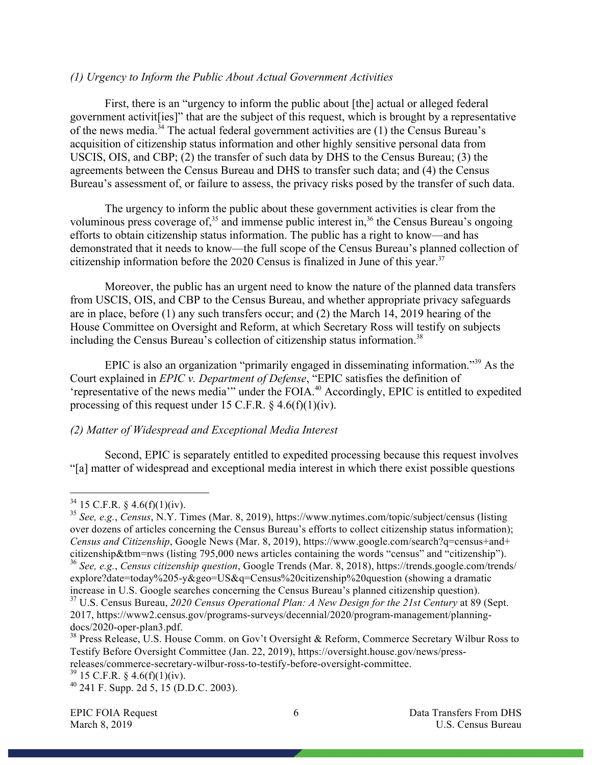*(1) Urgency to Inform the Public About Actual Government Activities*

First, there is an "urgency to inform the public about [the] actual or alleged federal government activit[ies]" that are the subject of this request, which is brought by a representative of the news media.[34] The actual federal government activities are (1) the Census Bureau's acquisition of citizenship status information and other highly sensitive personal data from USCIS, OIS, and CBP; (2) the transfer of such data by DHS to the Census Bureau; (3) the agreements between the Census Bureau and DHS to transfer such data; and (4) the Census Bureau's assessment of, or failure to assess, the privacy risks posed by the transfer of such data.

The urgency to inform the public about these government activities is clear from the voluminous press coverage of,[35] and immense public interest in,[36] the Census Bureau's ongoing efforts to obtain citizenship status information. The public has a right to know—and has demonstrated that it needs to know—the full scope of the Census Bureau's planned collection of citizenship information before the 2020 Census is finalized in June of this year.[37]

Moreover, the public has an urgent need to know the nature of the planned data transfers from USCIS, OIS, and CBP to the Census Bureau, and whether appropriate privacy safeguards are in place, before (1) any such transfers occur; and (2) the March 14, 2019 hearing of the House Committee on Oversight and Reform, at which Secretary Ross will testify on subjects including the Census Bureau's collection of citizenship status information.[38]

EPIC is also an organization "primarily engaged in disseminating information."[39] As the Court explained in *EPIC v. Department of Defense*, "EPIC satisfies the definition of 'representative of the news media'" under the FOIA.[40] Accordingly, EPIC is entitled to expedited processing of this request under 15 C.F.R. § 4.6(f)(1)(iv).

*(2) Matter of Widespread and Exceptional Media Interest*

Second, EPIC is separately entitled to expedited processing because this request involves "[a] matter of widespread and exceptional media interest in which there exist possible questions

---

[34] 15 C.F.R. § 4.6(f)(1)(iv).

[35] *See, e.g.*, *Census*, N.Y. Times (Mar. 8, 2019), https://www.nytimes.com/topic/subject/census (listing over dozens of articles concerning the Census Bureau's efforts to collect citizenship status information); *Census and Citizenship*, Google News (Mar. 8, 2019), https://www.google.com/search?q=census+and+citizenship&tbm=nws (listing 795,000 news articles containing the words "census" and "citizenship").

[36] *See, e.g.*, *Census citizenship question*, Google Trends (Mar. 8, 2018), https://trends.google.com/trends/explore?date=today%205-y&geo=US&q=Census%20citizenship%20question (showing a dramatic increase in U.S. Google searches concerning the Census Bureau's planned citizenship question).

[37] U.S. Census Bureau, *2020 Census Operational Plan: A New Design for the 21st Century* at 89 (Sept. 2017, https://www2.census.gov/programs-surveys/decennial/2020/program-management/planning-docs/2020-oper-plan3.pdf.

[38] Press Release, U.S. House Comm. on Gov't Oversight & Reform, Commerce Secretary Wilbur Ross to Testify Before Oversight Committee (Jan. 22, 2019), https://oversight.house.gov/news/press-releases/commerce-secretary-wilbur-ross-to-testify-before-oversight-committee.

[39] 15 C.F.R. § 4.6(f)(1)(iv).

[40] 241 F. Supp. 2d 5, 15 (D.D.C. 2003).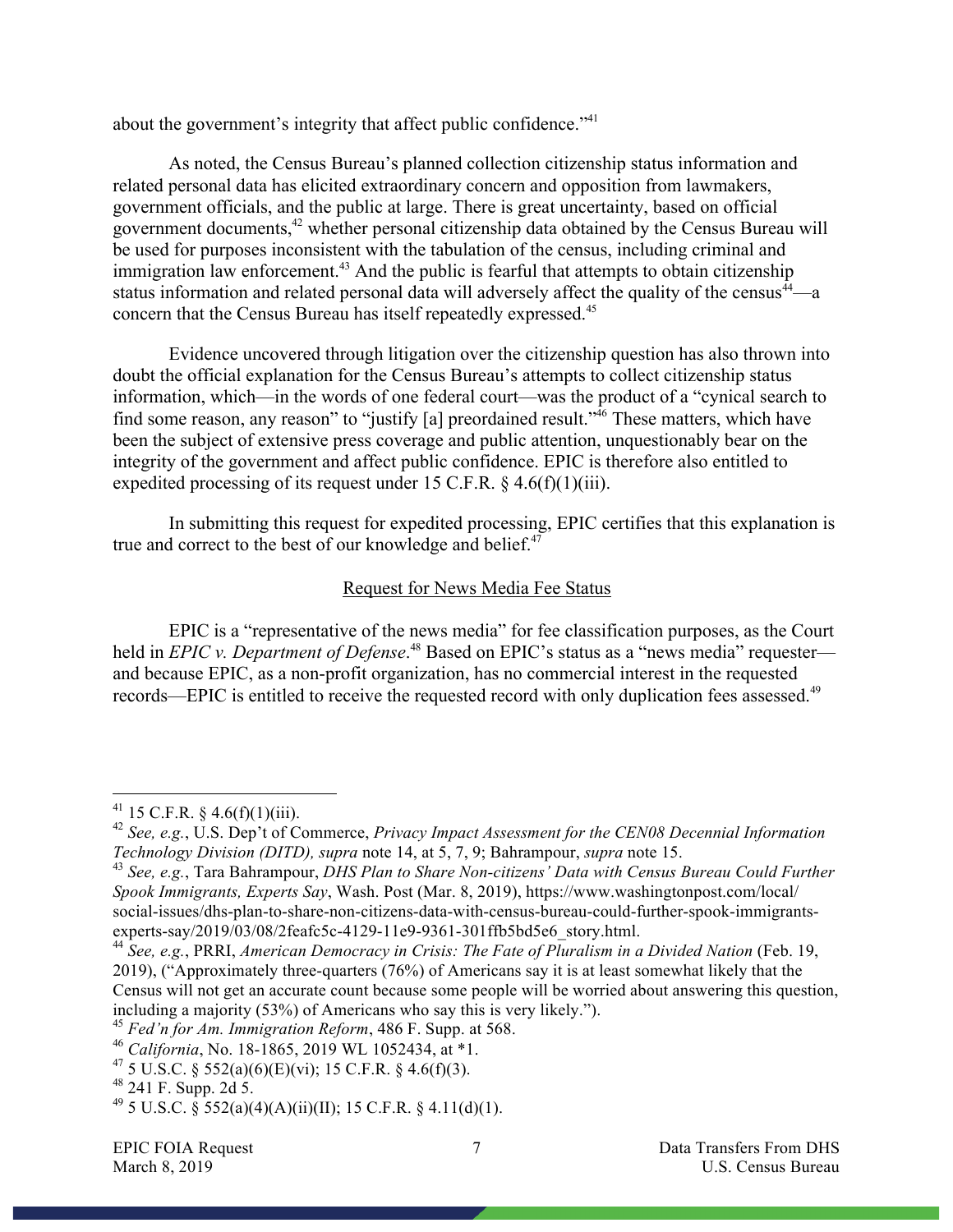about the government's integrity that affect public confidence."[41]

As noted, the Census Bureau's planned collection citizenship status information and related personal data has elicited extraordinary concern and opposition from lawmakers, government officials, and the public at large. There is great uncertainty, based on official government documents,[42] whether personal citizenship data obtained by the Census Bureau will be used for purposes inconsistent with the tabulation of the census, including criminal and immigration law enforcement.[43] And the public is fearful that attempts to obtain citizenship status information and related personal data will adversely affect the quality of the census[44]—a concern that the Census Bureau has itself repeatedly expressed.[45]

Evidence uncovered through litigation over the citizenship question has also thrown into doubt the official explanation for the Census Bureau's attempts to collect citizenship status information, which—in the words of one federal court—was the product of a "cynical search to find some reason, any reason" to "justify [a] preordained result."[46] These matters, which have been the subject of extensive press coverage and public attention, unquestionably bear on the integrity of the government and affect public confidence. EPIC is therefore also entitled to expedited processing of its request under 15 C.F.R. § 4.6(f)(1)(iii).

In submitting this request for expedited processing, EPIC certifies that this explanation is true and correct to the best of our knowledge and belief.[47]

## Request for News Media Fee Status

EPIC is a "representative of the news media" for fee classification purposes, as the Court held in *EPIC v. Department of Defense*.[48] Based on EPIC's status as a "news media" requester—and because EPIC, as a non-profit organization, has no commercial interest in the requested records—EPIC is entitled to receive the requested record with only duplication fees assessed.[49]

---

[41] 15 C.F.R. § 4.6(f)(1)(iii).

[42] *See, e.g.*, U.S. Dep't of Commerce, *Privacy Impact Assessment for the CEN08 Decennial Information Technology Division (DITD), supra* note 14, at 5, 7, 9; Bahrampour, *supra* note 15.

[43] *See, e.g.*, Tara Bahrampour, *DHS Plan to Share Non-citizens' Data with Census Bureau Could Further Spook Immigrants, Experts Say*, Wash. Post (Mar. 8, 2019), https://www.washingtonpost.com/local/social-issues/dhs-plan-to-share-non-citizens-data-with-census-bureau-could-further-spook-immigrants-experts-say/2019/03/08/2feafc5c-4129-11e9-9361-301ffb5bd5e6_story.html.

[44] *See, e.g.*, PRRI, *American Democracy in Crisis: The Fate of Pluralism in a Divided Nation* (Feb. 19, 2019), ("Approximately three-quarters (76%) of Americans say it is at least somewhat likely that the Census will not get an accurate count because some people will be worried about answering this question, including a majority (53%) of Americans who say this is very likely.").

[45] *Fed'n for Am. Immigration Reform*, 486 F. Supp. at 568.

[46] *California*, No. 18-1865, 2019 WL 1052434, at *1.

[47] 5 U.S.C. § 552(a)(6)(E)(vi); 15 C.F.R. § 4.6(f)(3).

[48] 241 F. Supp. 2d 5.

[49] 5 U.S.C. § 552(a)(4)(A)(ii)(II); 15 C.F.R. § 4.11(d)(1).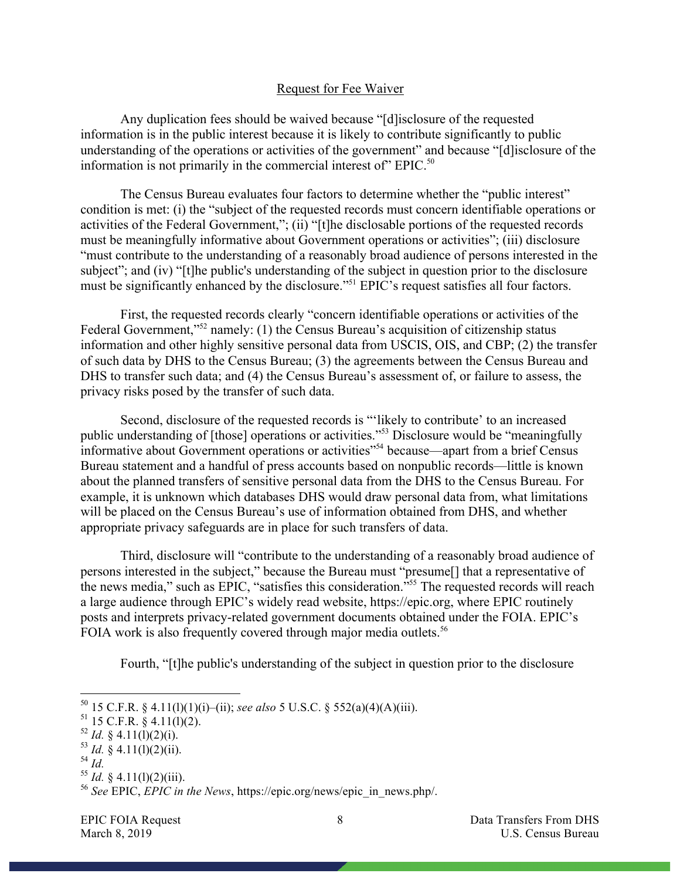## Request for Fee Waiver

Any duplication fees should be waived because "[d]isclosure of the requested information is in the public interest because it is likely to contribute significantly to public understanding of the operations or activities of the government" and because "[d]isclosure of the information is not primarily in the commercial interest of" EPIC.[50]

The Census Bureau evaluates four factors to determine whether the "public interest" condition is met: (i) the "subject of the requested records must concern identifiable operations or activities of the Federal Government,"; (ii) "[t]he disclosable portions of the requested records must be meaningfully informative about Government operations or activities"; (iii) disclosure "must contribute to the understanding of a reasonably broad audience of persons interested in the subject"; and (iv) "[t]he public's understanding of the subject in question prior to the disclosure must be significantly enhanced by the disclosure."[51] EPIC's request satisfies all four factors.

First, the requested records clearly "concern identifiable operations or activities of the Federal Government,"[52] namely: (1) the Census Bureau's acquisition of citizenship status information and other highly sensitive personal data from USCIS, OIS, and CBP; (2) the transfer of such data by DHS to the Census Bureau; (3) the agreements between the Census Bureau and DHS to transfer such data; and (4) the Census Bureau's assessment of, or failure to assess, the privacy risks posed by the transfer of such data.

Second, disclosure of the requested records is "'likely to contribute' to an increased public understanding of [those] operations or activities."[53] Disclosure would be "meaningfully informative about Government operations or activities"[54] because—apart from a brief Census Bureau statement and a handful of press accounts based on nonpublic records—little is known about the planned transfers of sensitive personal data from the DHS to the Census Bureau. For example, it is unknown which databases DHS would draw personal data from, what limitations will be placed on the Census Bureau's use of information obtained from DHS, and whether appropriate privacy safeguards are in place for such transfers of data.

Third, disclosure will "contribute to the understanding of a reasonably broad audience of persons interested in the subject," because the Bureau must "presume[] that a representative of the news media," such as EPIC, "satisfies this consideration."[55] The requested records will reach a large audience through EPIC's widely read website, https://epic.org, where EPIC routinely posts and interprets privacy-related government documents obtained under the FOIA. EPIC's FOIA work is also frequently covered through major media outlets.[56]

Fourth, "[t]he public's understanding of the subject in question prior to the disclosure

---

[50] 15 C.F.R. § 4.11(l)(1)(i)–(ii); *see also* 5 U.S.C. § 552(a)(4)(A)(iii).

[51] 15 C.F.R. § 4.11(l)(2).

[52] *Id.* § 4.11(l)(2)(i).

[53] *Id.* § 4.11(l)(2)(ii).

[54] *Id.*

[55] *Id.* § 4.11(l)(2)(iii).

[56] *See* EPIC, *EPIC in the News*, https://epic.org/news/epic_in_news.php/.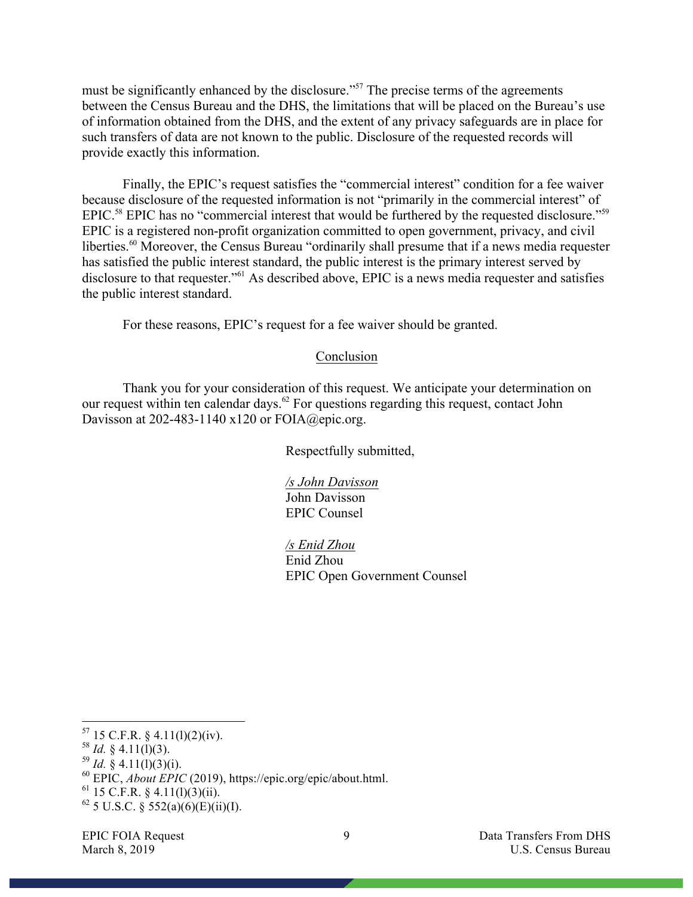must be significantly enhanced by the disclosure."[57] The precise terms of the agreements between the Census Bureau and the DHS, the limitations that will be placed on the Bureau's use of information obtained from the DHS, and the extent of any privacy safeguards are in place for such transfers of data are not known to the public. Disclosure of the requested records will provide exactly this information.

Finally, the EPIC's request satisfies the "commercial interest" condition for a fee waiver because disclosure of the requested information is not "primarily in the commercial interest" of EPIC.[58] EPIC has no "commercial interest that would be furthered by the requested disclosure."[59] EPIC is a registered non-profit organization committed to open government, privacy, and civil liberties.[60] Moreover, the Census Bureau "ordinarily shall presume that if a news media requester has satisfied the public interest standard, the public interest is the primary interest served by disclosure to that requester."[61] As described above, EPIC is a news media requester and satisfies the public interest standard.

For these reasons, EPIC's request for a fee waiver should be granted.

## Conclusion

Thank you for your consideration of this request. We anticipate your determination on our request within ten calendar days.[62] For questions regarding this request, contact John Davisson at 202-483-1140 x120 or FOIA@epic.org.

Respectfully submitted,

*/s John Davisson*
John Davisson
EPIC Counsel

*/s Enid Zhou*
Enid Zhou
EPIC Open Government Counsel

---

[57] 15 C.F.R. § 4.11(l)(2)(iv).
[58] *Id.* § 4.11(l)(3).
[59] *Id.* § 4.11(l)(3)(i).
[60] EPIC, *About EPIC* (2019), https://epic.org/epic/about.html.
[61] 15 C.F.R. § 4.11(l)(3)(ii).
[62] 5 U.S.C. § 552(a)(6)(E)(ii)(I).